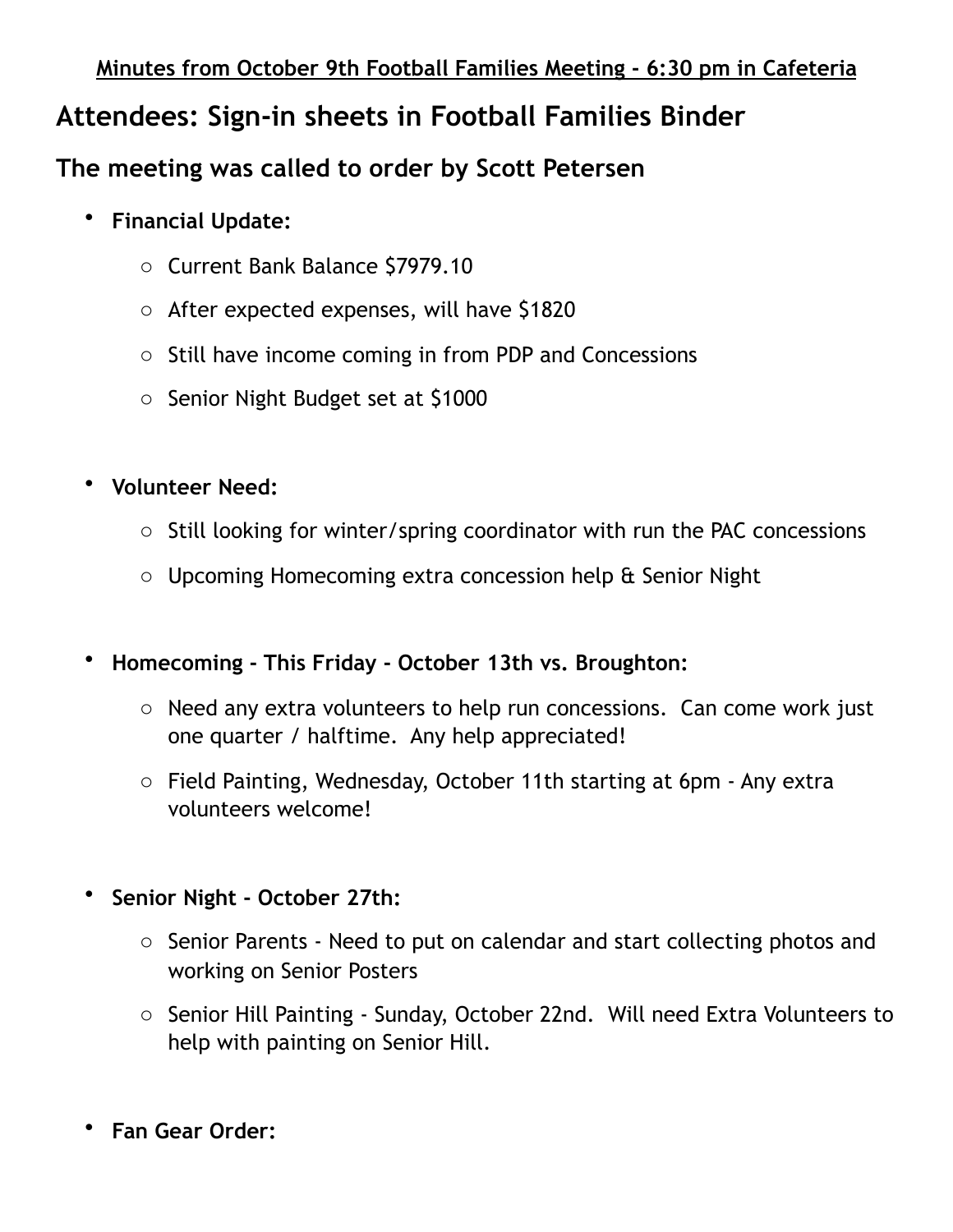**Minutes from October 9th Football Families Meeting – 6:30 pm in Cafeteria**

## Attendees: Sign-in sheets in Football Families Binder

### The meeting was called to order by Scott Petersen

- **Financial Update:**
  - Current Bank Balance $7979.10
  - After expected expenses, will have $1820
  - Still have income coming in from PDP and Concessions
  - Senior Night Budget set at $1000

- **Volunteer Need:**
  - Still looking for winter/spring coordinator with run the PAC concessions
  - Upcoming Homecoming extra concession help & Senior Night

- **Homecoming - This Friday - October 13th vs. Broughton:**
  - Need any extra volunteers to help run concessions. Can come work just one quarter / halftime. Any help appreciated!
  - Field Painting, Wednesday, October 11th starting at 6pm - Any extra volunteers welcome!

- **Senior Night - October 27th:**
  - Senior Parents - Need to put on calendar and start collecting photos and working on Senior Posters
  - Senior Hill Painting - Sunday, October 22nd. Will need Extra Volunteers to help with painting on Senior Hill.

- **Fan Gear Order:**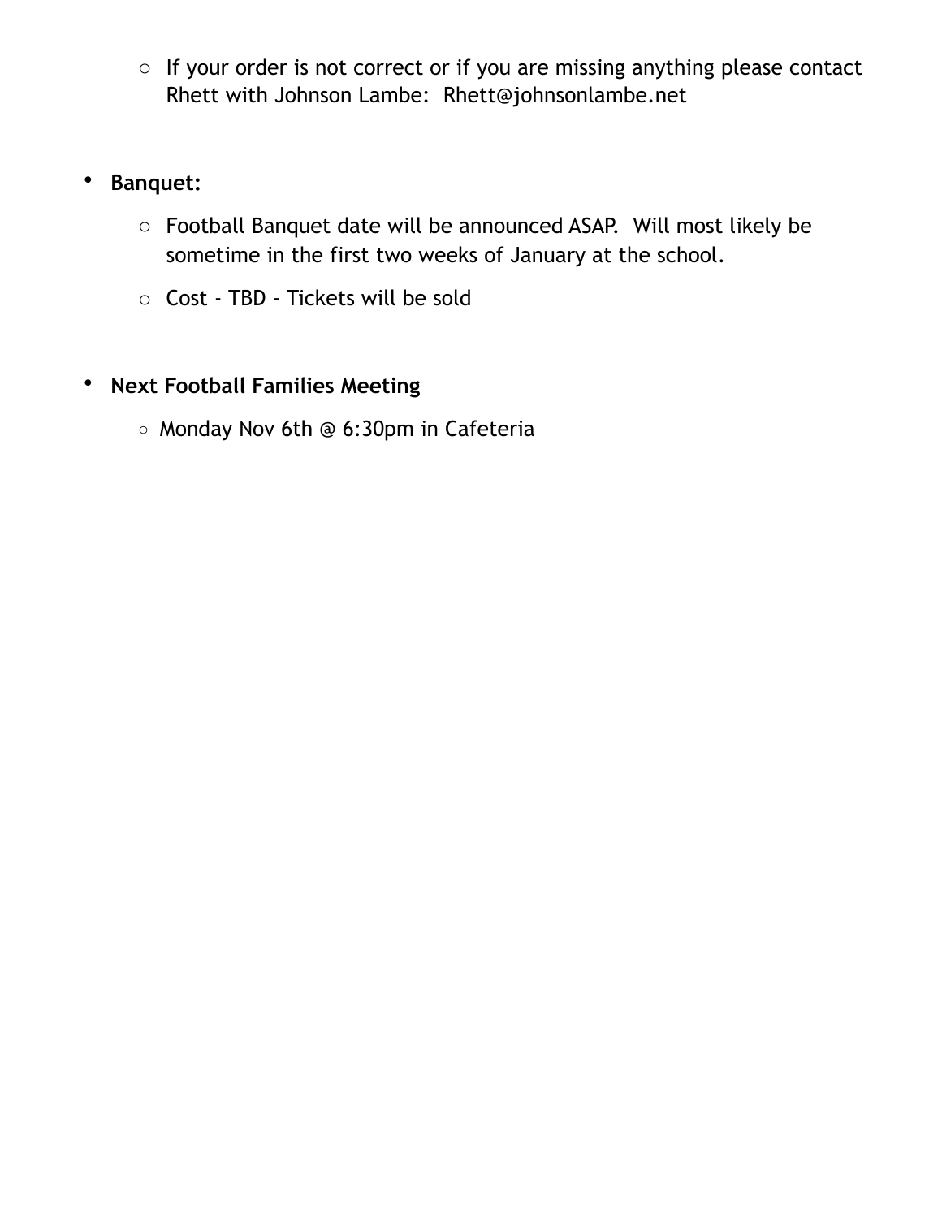- If your order is not correct or if you are missing anything please contact Rhett with Johnson Lambe: Rhett@johnsonlambe.net

- **Banquet:**
  - Football Banquet date will be announced ASAP. Will most likely be sometime in the first two weeks of January at the school.
  - Cost - TBD - Tickets will be sold

- **Next Football Families Meeting**
  - Monday Nov 6th @ 6:30pm in Cafeteria